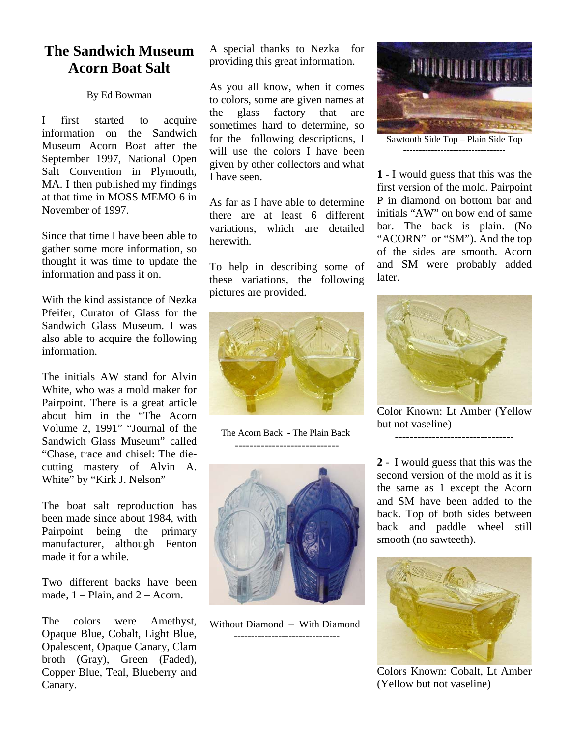# The Sandwich Museum Acorn Boat Salt

By Ed Bowman

I first started to acquire information on the Sandwich Museum Acorn Boat after the September 1997, National Open Salt Convention in Plymouth, MA. I then published my findings at that time in MOSS MEMO 6 in November of 1997.

Since that time I have been able to gather some more information, so thought it was time to update the information and pass it on.

With the kind assistance of Nezka Pfeifer, Curator of Glass for the Sandwich Glass Museum. I was also able to acquire the following information.

The initials AW stand for Alvin White, who was a mold maker for Pairpoint. There is a great article about him in the "The Acorn Volume 2, 1991" "Journal of the Sandwich Glass Museum" called "Chase, trace and chisel: The die-cutting mastery of Alvin A. White" by "Kirk J. Nelson"

The boat salt reproduction has been made since about 1984, with Pairpoint being the primary manufacturer, although Fenton made it for a while.

Two different backs have been made, 1 – Plain, and 2 – Acorn.

The colors were Amethyst, Opaque Blue, Cobalt, Light Blue, Opalescent, Opaque Canary, Clam broth (Gray), Green (Faded), Copper Blue, Teal, Blueberry and Canary.

A special thanks to Nezka for providing this great information.

As you all know, when it comes to colors, some are given names at the glass factory that are sometimes hard to determine, so for the following descriptions, I will use the colors I have been given by other collectors and what I have seen.

As far as I have able to determine there are at least 6 different variations, which are detailed herewith.

To help in describing some of these variations, the following pictures are provided.

The Acorn Back - The Plain Back

----------------------------

Without Diamond – With Diamond

------------------------------

Sawtooth Side Top – Plain Side Top

---------------------------------

**1** - I would guess that this was the first version of the mold. Pairpoint P in diamond on bottom bar and initials "AW" on bow end of same bar. The back is plain. (No "ACORN" or "SM"). And the top of the sides are smooth. Acorn and SM were probably added later.

Color Known: Lt Amber (Yellow but not vaseline)

--------------------------------

**2** - I would guess that this was the second version of the mold as it is the same as 1 except the Acorn and SM have been added to the back. Top of both sides between back and paddle wheel still smooth (no sawteeth).

Colors Known: Cobalt, Lt Amber (Yellow but not vaseline)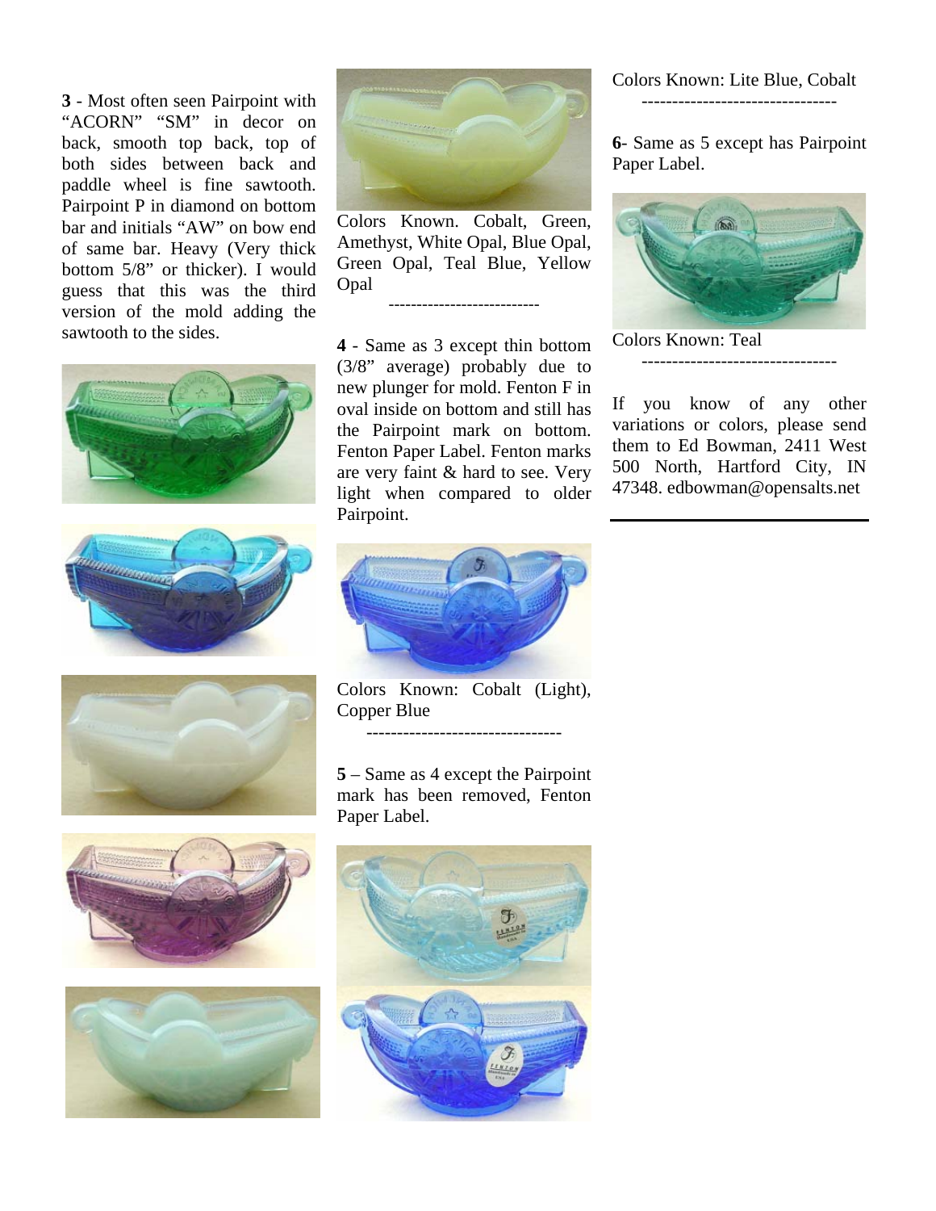**3** - Most often seen Pairpoint with "ACORN" "SM" in decor on back, smooth top back, top of both sides between back and paddle wheel is fine sawtooth. Pairpoint P in diamond on bottom bar and initials "AW" on bow end of same bar. Heavy (Very thick bottom 5/8" or thicker). I would guess that this was the third version of the mold adding the sawtooth to the sides.

Colors Known. Cobalt, Green, Amethyst, White Opal, Blue Opal, Green Opal, Teal Blue, Yellow Opal

---------------------------

**4** - Same as 3 except thin bottom (3/8" average) probably due to new plunger for mold. Fenton F in oval inside on bottom and still has the Pairpoint mark on bottom. Fenton Paper Label. Fenton marks are very faint & hard to see. Very light when compared to older Pairpoint.

Colors Known: Cobalt (Light), Copper Blue

---------------------------------

**5** – Same as 4 except the Pairpoint mark has been removed, Fenton Paper Label.

Colors Known: Lite Blue, Cobalt

---------------------------------

**6**- Same as 5 except has Pairpoint Paper Label.

Colors Known: Teal

---------------------------------

If you know of any other variations or colors, please send them to Ed Bowman, 2411 West 500 North, Hartford City, IN 47348. edbowman@opensalts.net